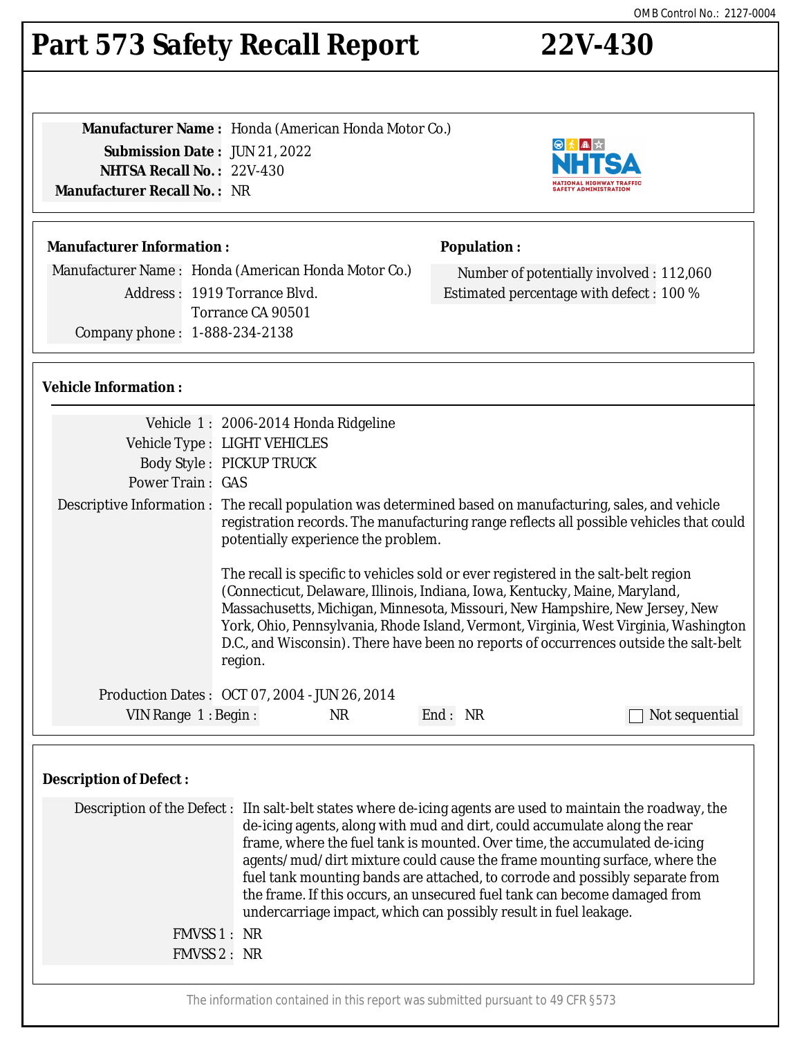OMB Control No.: 2127-0004

# Part 573 Safety Recall Report 22V-430

**Manufacturer Name :** Honda (American Honda Motor Co.)
**Submission Date :** JUN 21, 2022
**NHTSA Recall No. :** 22V-430
**Manufacturer Recall No. :** NR

## Manufacturer Information :

Manufacturer Name : Honda (American Honda Motor Co.)
Address : 1919 Torrance Blvd.
Torrance CA 90501
Company phone : 1-888-234-2138

## Population :

Number of potentially involved : 112,060
Estimated percentage with defect : 100 %

## Vehicle Information :

Vehicle 1 : 2006-2014 Honda Ridgeline
Vehicle Type : LIGHT VEHICLES
Body Style : PICKUP TRUCK
Power Train : GAS
Descriptive Information : The recall population was determined based on manufacturing, sales, and vehicle registration records. The manufacturing range reflects all possible vehicles that could potentially experience the problem.

The recall is specific to vehicles sold or ever registered in the salt-belt region (Connecticut, Delaware, Illinois, Indiana, Iowa, Kentucky, Maine, Maryland, Massachusetts, Michigan, Minnesota, Missouri, New Hampshire, New Jersey, New York, Ohio, Pennsylvania, Rhode Island, Vermont, Virginia, West Virginia, Washington D.C., and Wisconsin). There have been no reports of occurrences outside the salt-belt region.

Production Dates : OCT 07, 2004 - JUN 26, 2014
VIN Range 1 : Begin : NR End : NR ☐ Not sequential

## Description of Defect :

Description of the Defect : IIn salt-belt states where de-icing agents are used to maintain the roadway, the de-icing agents, along with mud and dirt, could accumulate along the rear frame, where the fuel tank is mounted. Over time, the accumulated de-icing agents/mud/dirt mixture could cause the frame mounting surface, where the fuel tank mounting bands are attached, to corrode and possibly separate from the frame. If this occurs, an unsecured fuel tank can become damaged from undercarriage impact, which can possibly result in fuel leakage.

FMVSS 1 : NR
FMVSS 2 : NR

The information contained in this report was submitted pursuant to 49 CFR §573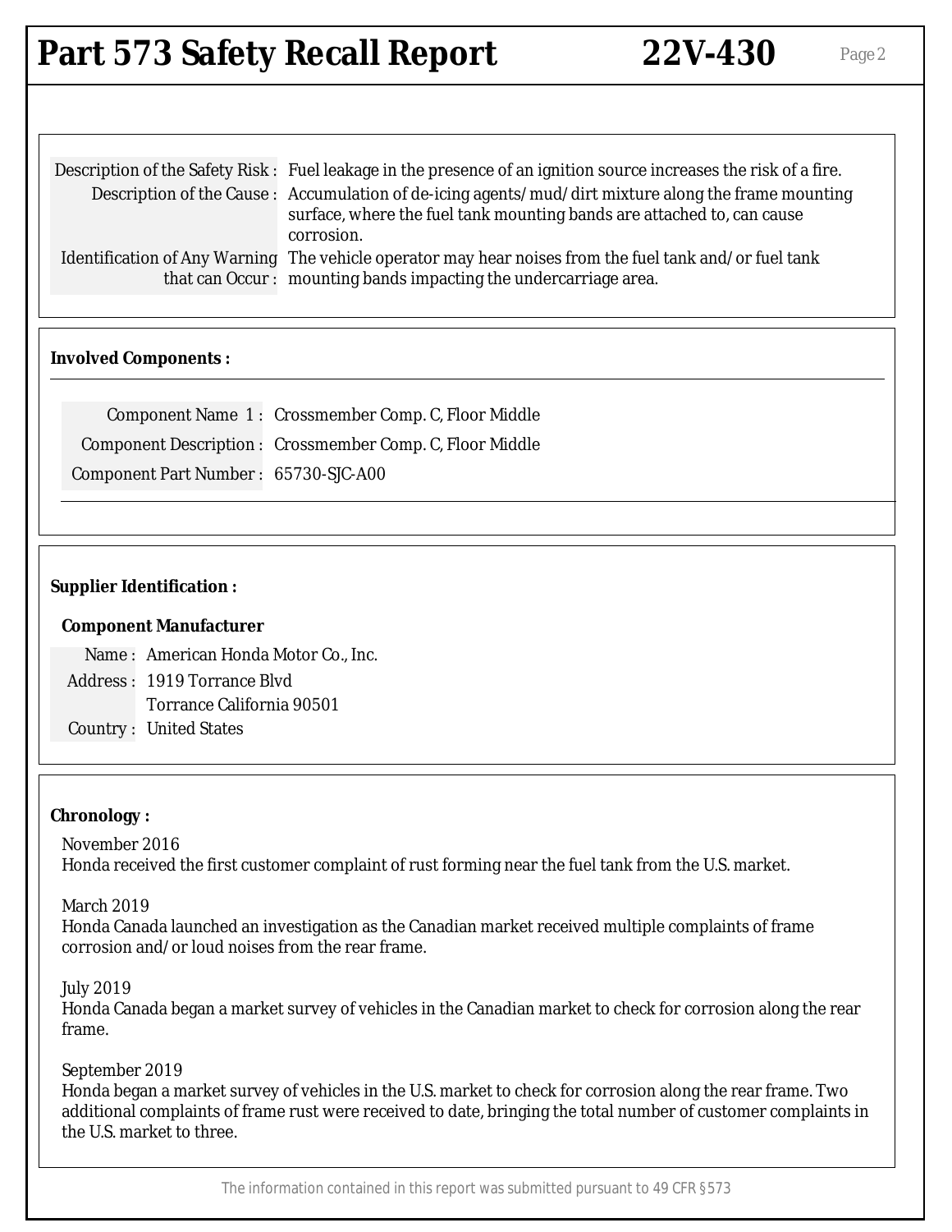| | |
|---|---|
| Description of the Safety Risk : | Fuel leakage in the presence of an ignition source increases the risk of a fire. |
| Description of the Cause : | Accumulation of de-icing agents/mud/dirt mixture along the frame mounting surface, where the fuel tank mounting bands are attached to, can cause corrosion. |
| Identification of Any Warning that can Occur : | The vehicle operator may hear noises from the fuel tank and/or fuel tank mounting bands impacting the undercarriage area. |

**Involved Components :**

| | |
|---|---|
| Component Name 1 : | Crossmember Comp. C, Floor Middle |
| Component Description : | Crossmember Comp. C, Floor Middle |
| Component Part Number : | 65730-SJC-A00 |

**Supplier Identification :**

**Component Manufacturer**

| | |
|---|---|
| Name : | American Honda Motor Co., Inc. |
| Address : | 1919 Torrance Blvd<br>Torrance California 90501 |
| Country : | United States |

**Chronology :**

November 2016
Honda received the first customer complaint of rust forming near the fuel tank from the U.S. market.

March 2019
Honda Canada launched an investigation as the Canadian market received multiple complaints of frame corrosion and/or loud noises from the rear frame.

July 2019
Honda Canada began a market survey of vehicles in the Canadian market to check for corrosion along the rear frame.

September 2019
Honda began a market survey of vehicles in the U.S. market to check for corrosion along the rear frame. Two additional complaints of frame rust were received to date, bringing the total number of customer complaints in the U.S. market to three.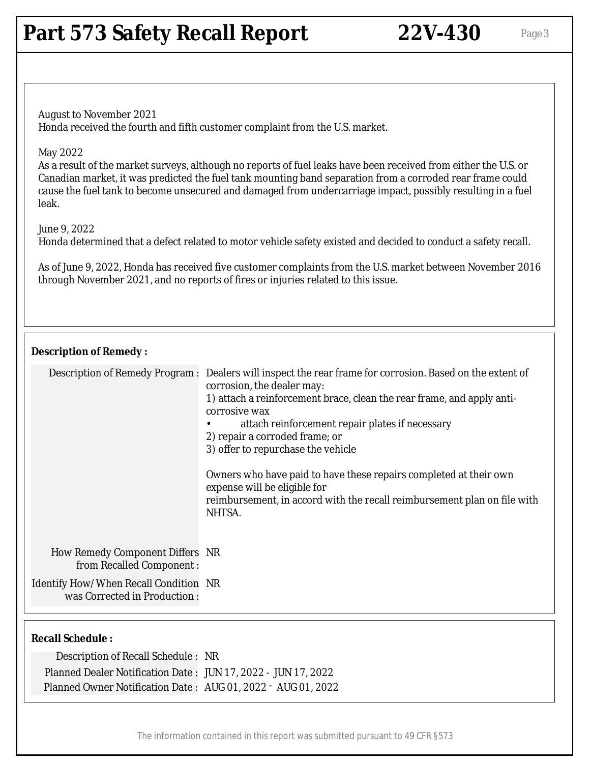August to November 2021
Honda received the fourth and fifth customer complaint from the U.S. market.

May 2022
As a result of the market surveys, although no reports of fuel leaks have been received from either the U.S. or Canadian market, it was predicted the fuel tank mounting band separation from a corroded rear frame could cause the fuel tank to become unsecured and damaged from undercarriage impact, possibly resulting in a fuel leak.

June 9, 2022
Honda determined that a defect related to motor vehicle safety existed and decided to conduct a safety recall.

As of June 9, 2022, Honda has received five customer complaints from the U.S. market between November 2016 through November 2021, and no reports of fires or injuries related to this issue.

**Description of Remedy :**

| | |
|---|---|
| Description of Remedy Program : | Dealers will inspect the rear frame for corrosion. Based on the extent of corrosion, the dealer may:<br>1) attach a reinforcement brace, clean the rear frame, and apply anti-corrosive wax<br>• attach reinforcement repair plates if necessary<br>2) repair a corroded frame; or<br>3) offer to repurchase the vehicle<br><br>Owners who have paid to have these repairs completed at their own expense will be eligible for<br>reimbursement, in accord with the recall reimbursement plan on file with NHTSA. |
| How Remedy Component Differs from Recalled Component : | NR |
| Identify How/When Recall Condition was Corrected in Production : | NR |

**Recall Schedule :**

| | |
|---|---|
| Description of Recall Schedule : | NR |
| Planned Dealer Notification Date : | JUN 17, 2022 - JUN 17, 2022 |
| Planned Owner Notification Date : | AUG 01, 2022 - AUG 01, 2022 |

The information contained in this report was submitted pursuant to 49 CFR §573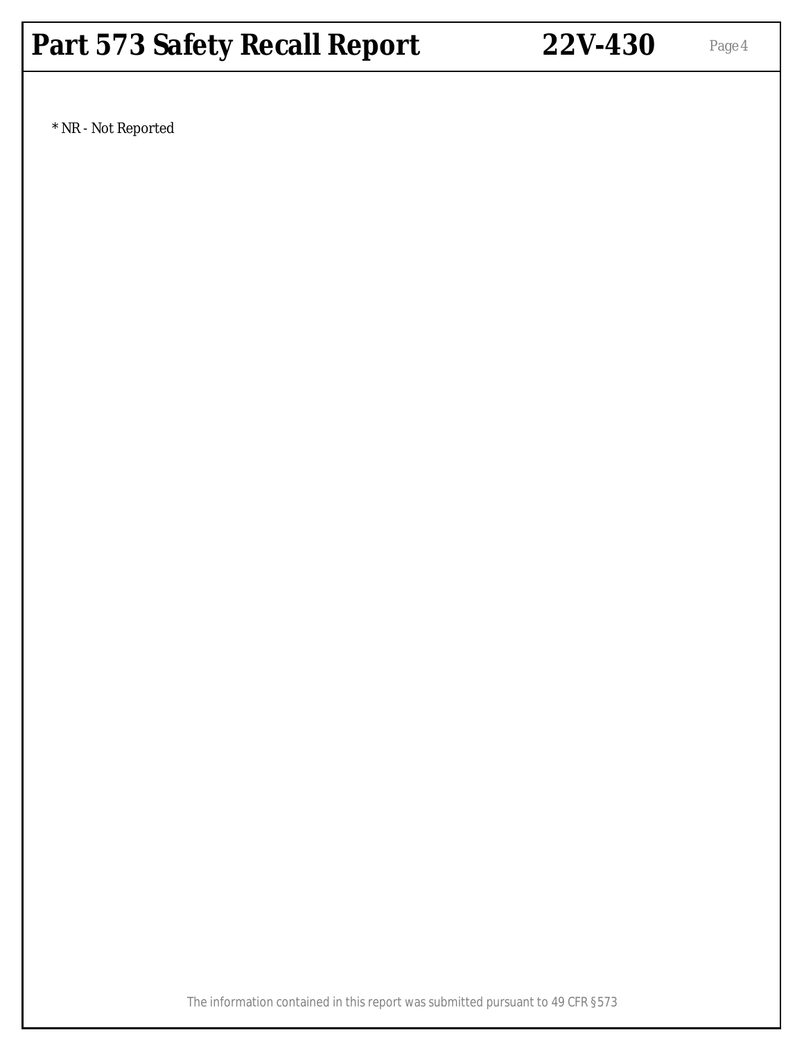* NR - Not Reported